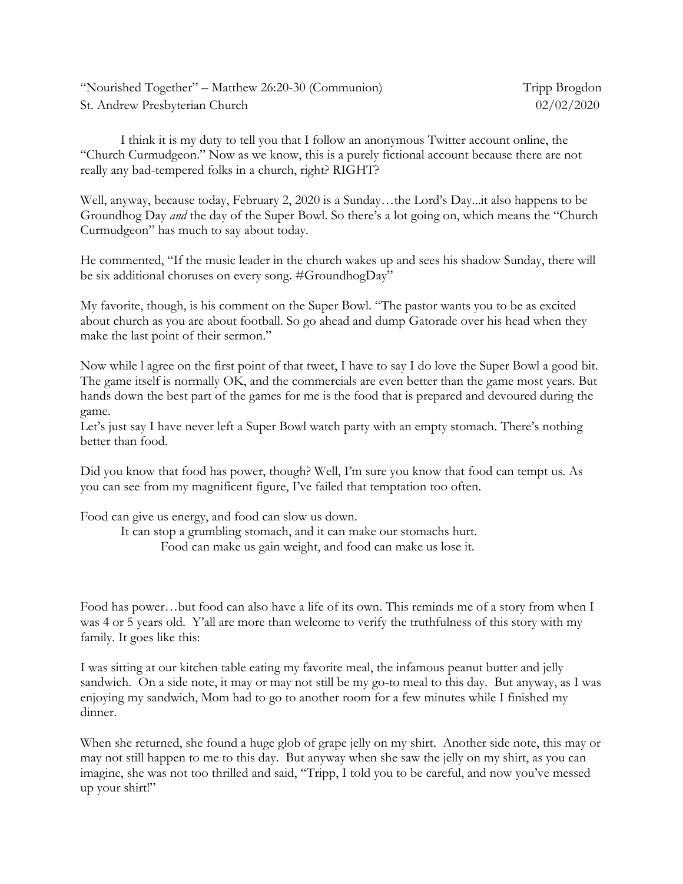"Nourished Together" – Matthew 26:20-30 (Communion) Tripp Brogdon
St. Andrew Presbyterian Church 02/02/2020

I think it is my duty to tell you that I follow an anonymous Twitter account online, the "Church Curmudgeon." Now as we know, this is a purely fictional account because there are not really any bad-tempered folks in a church, right? RIGHT?

Well, anyway, because today, February 2, 2020 is a Sunday…the Lord's Day...it also happens to be Groundhog Day *and* the day of the Super Bowl. So there's a lot going on, which means the "Church Curmudgeon" has much to say about today.

He commented, "If the music leader in the church wakes up and sees his shadow Sunday, there will be six additional choruses on every song. #GroundhogDay"

My favorite, though, is his comment on the Super Bowl. "The pastor wants you to be as excited about church as you are about football. So go ahead and dump Gatorade over his head when they make the last point of their sermon."

Now while l agree on the first point of that tweet, I have to say I do love the Super Bowl a good bit. The game itself is normally OK, and the commercials are even better than the game most years. But hands down the best part of the games for me is the food that is prepared and devoured during the game.
Let's just say I have never left a Super Bowl watch party with an empty stomach. There's nothing better than food.

Did you know that food has power, though? Well, I'm sure you know that food can tempt us. As you can see from my magnificent figure, I've failed that temptation too often.

Food can give us energy, and food can slow us down.
It can stop a grumbling stomach, and it can make our stomachs hurt.
Food can make us gain weight, and food can make us lose it.

Food has power…but food can also have a life of its own. This reminds me of a story from when I was 4 or 5 years old. Y'all are more than welcome to verify the truthfulness of this story with my family. It goes like this:

I was sitting at our kitchen table eating my favorite meal, the infamous peanut butter and jelly sandwich. On a side note, it may or may not still be my go-to meal to this day. But anyway, as I was enjoying my sandwich, Mom had to go to another room for a few minutes while I finished my dinner.

When she returned, she found a huge glob of grape jelly on my shirt. Another side note, this may or may not still happen to me to this day. But anyway when she saw the jelly on my shirt, as you can imagine, she was not too thrilled and said, "Tripp, I told you to be careful, and now you've messed up your shirt!"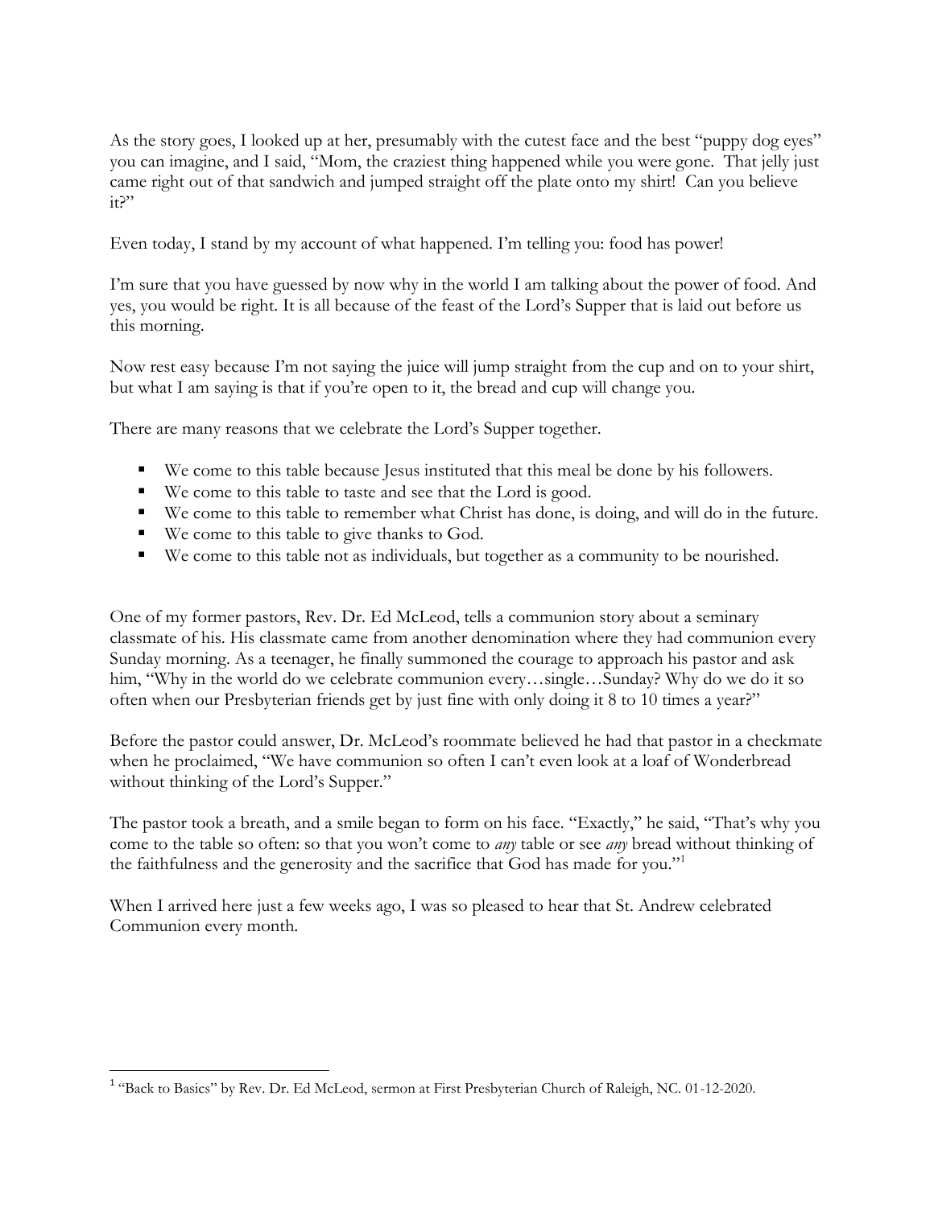As the story goes, I looked up at her, presumably with the cutest face and the best "puppy dog eyes" you can imagine, and I said, "Mom, the craziest thing happened while you were gone. That jelly just came right out of that sandwich and jumped straight off the plate onto my shirt! Can you believe it?"

Even today, I stand by my account of what happened. I'm telling you: food has power!

I'm sure that you have guessed by now why in the world I am talking about the power of food. And yes, you would be right. It is all because of the feast of the Lord's Supper that is laid out before us this morning.

Now rest easy because I'm not saying the juice will jump straight from the cup and on to your shirt, but what I am saying is that if you're open to it, the bread and cup will change you.

There are many reasons that we celebrate the Lord's Supper together.

- We come to this table because Jesus instituted that this meal be done by his followers.
- We come to this table to taste and see that the Lord is good.
- We come to this table to remember what Christ has done, is doing, and will do in the future.
- We come to this table to give thanks to God.
- We come to this table not as individuals, but together as a community to be nourished.

One of my former pastors, Rev. Dr. Ed McLeod, tells a communion story about a seminary classmate of his. His classmate came from another denomination where they had communion every Sunday morning. As a teenager, he finally summoned the courage to approach his pastor and ask him, "Why in the world do we celebrate communion every…single…Sunday? Why do we do it so often when our Presbyterian friends get by just fine with only doing it 8 to 10 times a year?"

Before the pastor could answer, Dr. McLeod's roommate believed he had that pastor in a checkmate when he proclaimed, "We have communion so often I can't even look at a loaf of Wonderbread without thinking of the Lord's Supper."

The pastor took a breath, and a smile began to form on his face. "Exactly," he said, "That's why you come to the table so often: so that you won't come to *any* table or see *any* bread without thinking of the faithfulness and the generosity and the sacrifice that God has made for you."[1]

When I arrived here just a few weeks ago, I was so pleased to hear that St. Andrew celebrated Communion every month.

---

[1] "Back to Basics" by Rev. Dr. Ed McLeod, sermon at First Presbyterian Church of Raleigh, NC. 01-12-2020.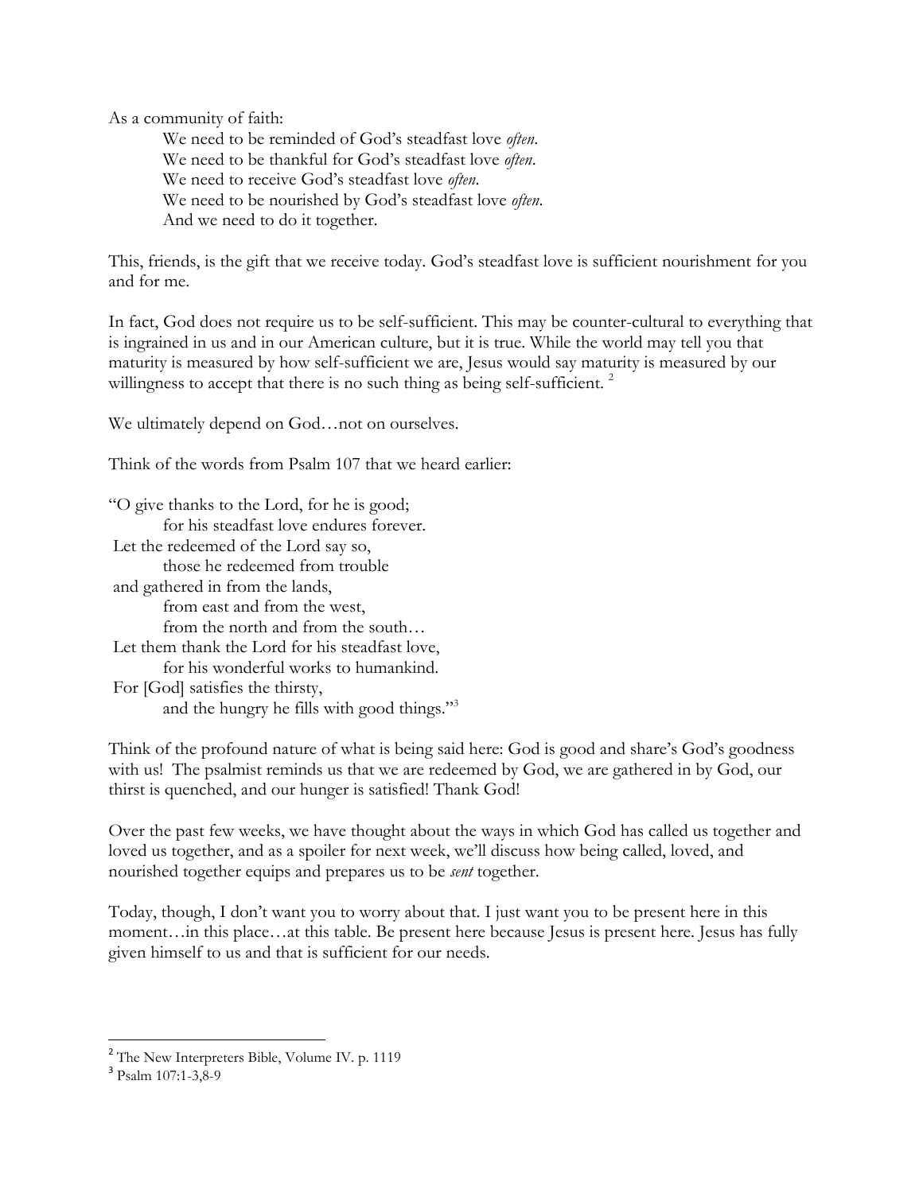As a community of faith:

We need to be reminded of God's steadfast love *often*.
We need to be thankful for God's steadfast love *often*.
We need to receive God's steadfast love *often*.
We need to be nourished by God's steadfast love *often*.
And we need to do it together.

This, friends, is the gift that we receive today. God's steadfast love is sufficient nourishment for you and for me.

In fact, God does not require us to be self-sufficient. This may be counter-cultural to everything that is ingrained in us and in our American culture, but it is true. While the world may tell you that maturity is measured by how self-sufficient we are, Jesus would say maturity is measured by our willingness to accept that there is no such thing as being self-sufficient. [2]

We ultimately depend on God…not on ourselves.

Think of the words from Psalm 107 that we heard earlier:

"O give thanks to the Lord, for he is good;
for his steadfast love endures forever.
Let the redeemed of the Lord say so,
those he redeemed from trouble
and gathered in from the lands,
from east and from the west,
from the north and from the south…
Let them thank the Lord for his steadfast love,
for his wonderful works to humankind.
For [God] satisfies the thirsty,
and the hungry he fills with good things."[3]

Think of the profound nature of what is being said here: God is good and share's God's goodness with us! The psalmist reminds us that we are redeemed by God, we are gathered in by God, our thirst is quenched, and our hunger is satisfied! Thank God!

Over the past few weeks, we have thought about the ways in which God has called us together and loved us together, and as a spoiler for next week, we'll discuss how being called, loved, and nourished together equips and prepares us to be *sent* together.

Today, though, I don't want you to worry about that. I just want you to be present here in this moment…in this place…at this table. Be present here because Jesus is present here. Jesus has fully given himself to us and that is sufficient for our needs.

---

[2] The New Interpreters Bible, Volume IV. p. 1119
[3] Psalm 107:1-3,8-9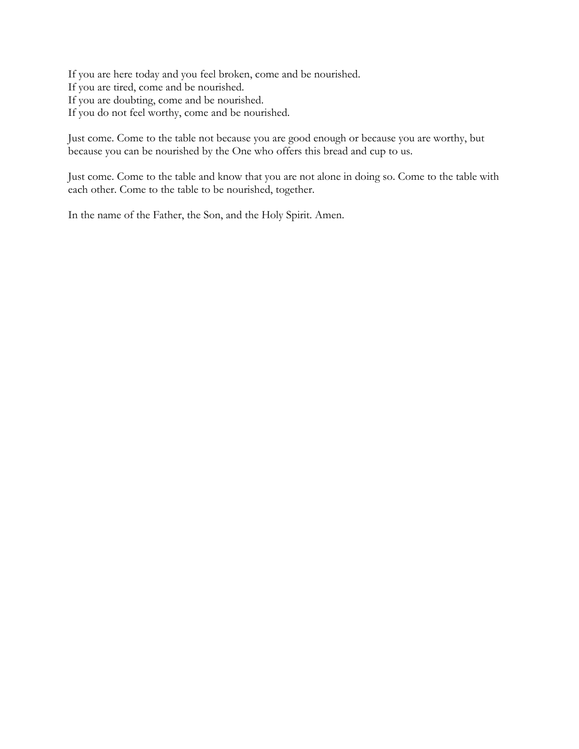If you are here today and you feel broken, come and be nourished.
If you are tired, come and be nourished.
If you are doubting, come and be nourished.
If you do not feel worthy, come and be nourished.

Just come. Come to the table not because you are good enough or because you are worthy, but because you can be nourished by the One who offers this bread and cup to us.

Just come. Come to the table and know that you are not alone in doing so. Come to the table with each other. Come to the table to be nourished, together.

In the name of the Father, the Son, and the Holy Spirit. Amen.